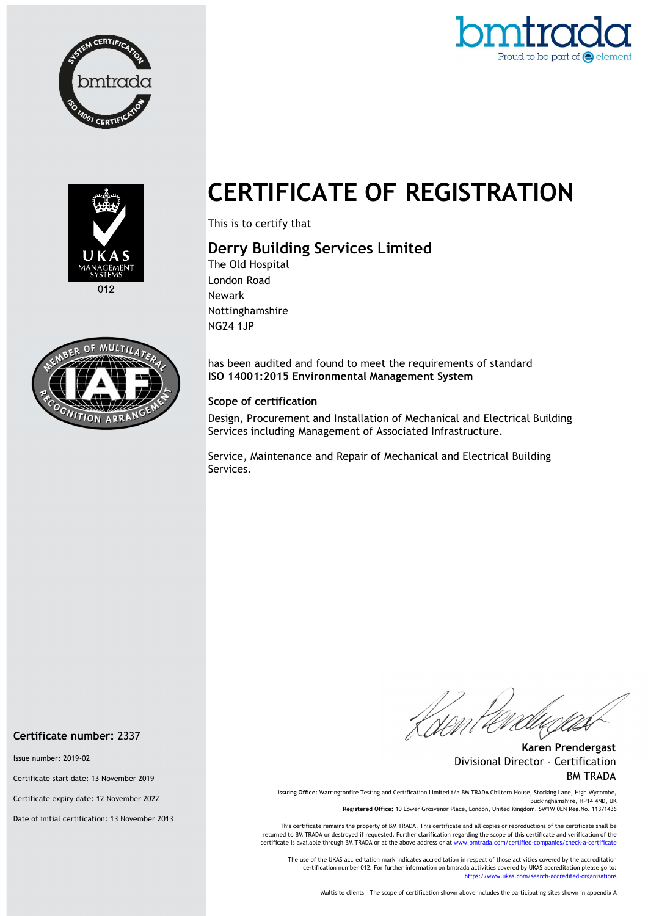# CERTIFICATE OF REGISTRATION

This is to certify that

## Derry Building Services Limited

The Old Hospital
London Road
Newark
Nottinghamshire
NG24 1JP

has been audited and found to meet the requirements of standard
**ISO 14001:2015 Environmental Management System**

### Scope of certification

Design, Procurement and Installation of Mechanical and Electrical Building Services including Management of Associated Infrastructure.

Service, Maintenance and Repair of Mechanical and Electrical Building Services.

**Certificate number:** 2337

Issue number: 2019-02

Certificate start date: 13 November 2019

Certificate expiry date: 12 November 2022

Date of initial certification: 13 November 2013

**Karen Prendergast**
Divisional Director - Certification
BM TRADA

**Issuing Office:** Warringtonfire Testing and Certification Limited t/a BM TRADA Chiltern House, Stocking Lane, High Wycombe, Buckinghamshire, HP14 4ND, UK
**Registered Office:** 10 Lower Grosvenor Place, London, United Kingdom, SW1W 0EN Reg.No. 11371436

This certificate remains the property of BM TRADA. This certificate and all copies or reproductions of the certificate shall be returned to BM TRADA or destroyed if requested. Further clarification regarding the scope of this certificate and verification of the certificate is available through BM TRADA or at the above address or at www.bmtrada.com/certified-companies/check-a-certificate

The use of the UKAS accreditation mark indicates accreditation in respect of those activities covered by the accreditation certification number 012. For further information on bmtrada activities covered by UKAS accreditation please go to: https://www.ukas.com/search-accredited-organisations

Multisite clients – The scope of certification shown above includes the participating sites shown in appendix A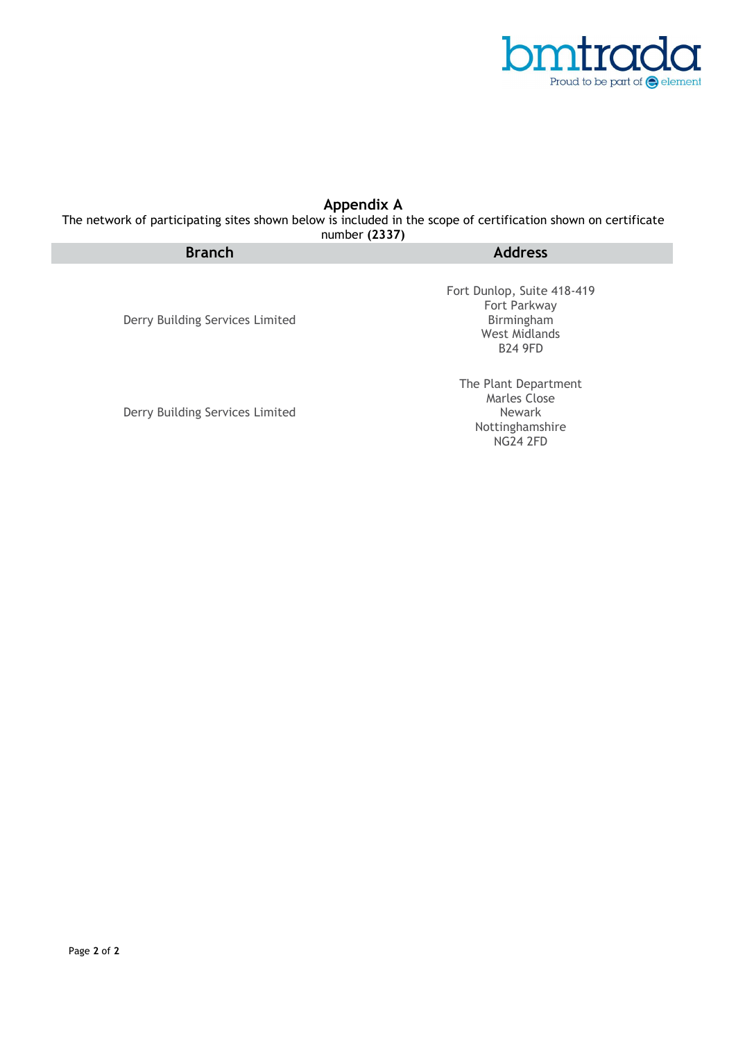## Appendix A

The network of participating sites shown below is included in the scope of certification shown on certificate number **(2337)**

| Branch | Address |
| --- | --- |
| Derry Building Services Limited | Fort Dunlop, Suite 418-419<br>Fort Parkway<br>Birmingham<br>West Midlands<br>B24 9FD |
| Derry Building Services Limited | The Plant Department<br>Marles Close<br>Newark<br>Nottinghamshire<br>NG24 2FD |